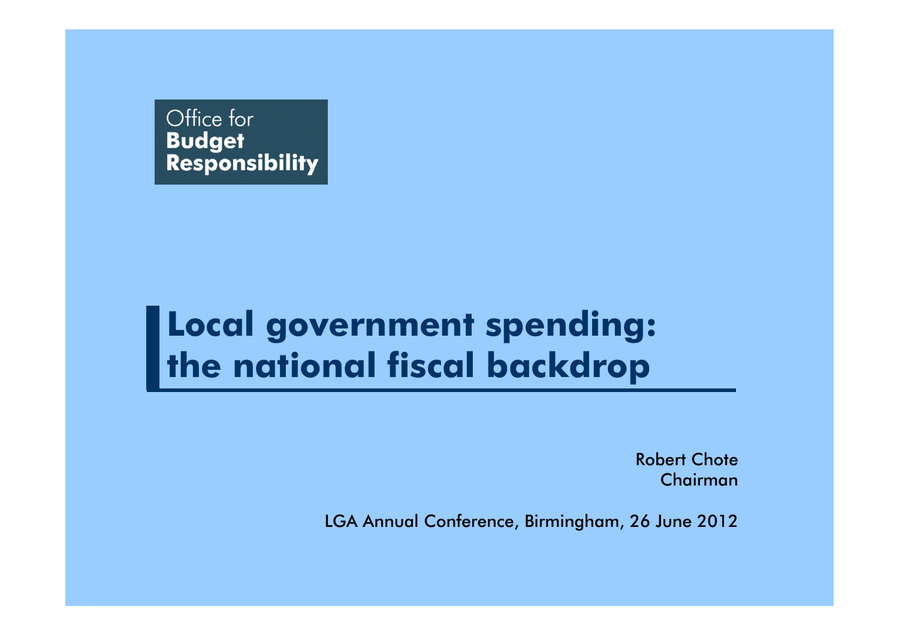Office for
**Budget**
**Responsibility**

# Local government spending: the national fiscal backdrop

Robert Chote
Chairman

LGA Annual Conference, Birmingham, 26 June 2012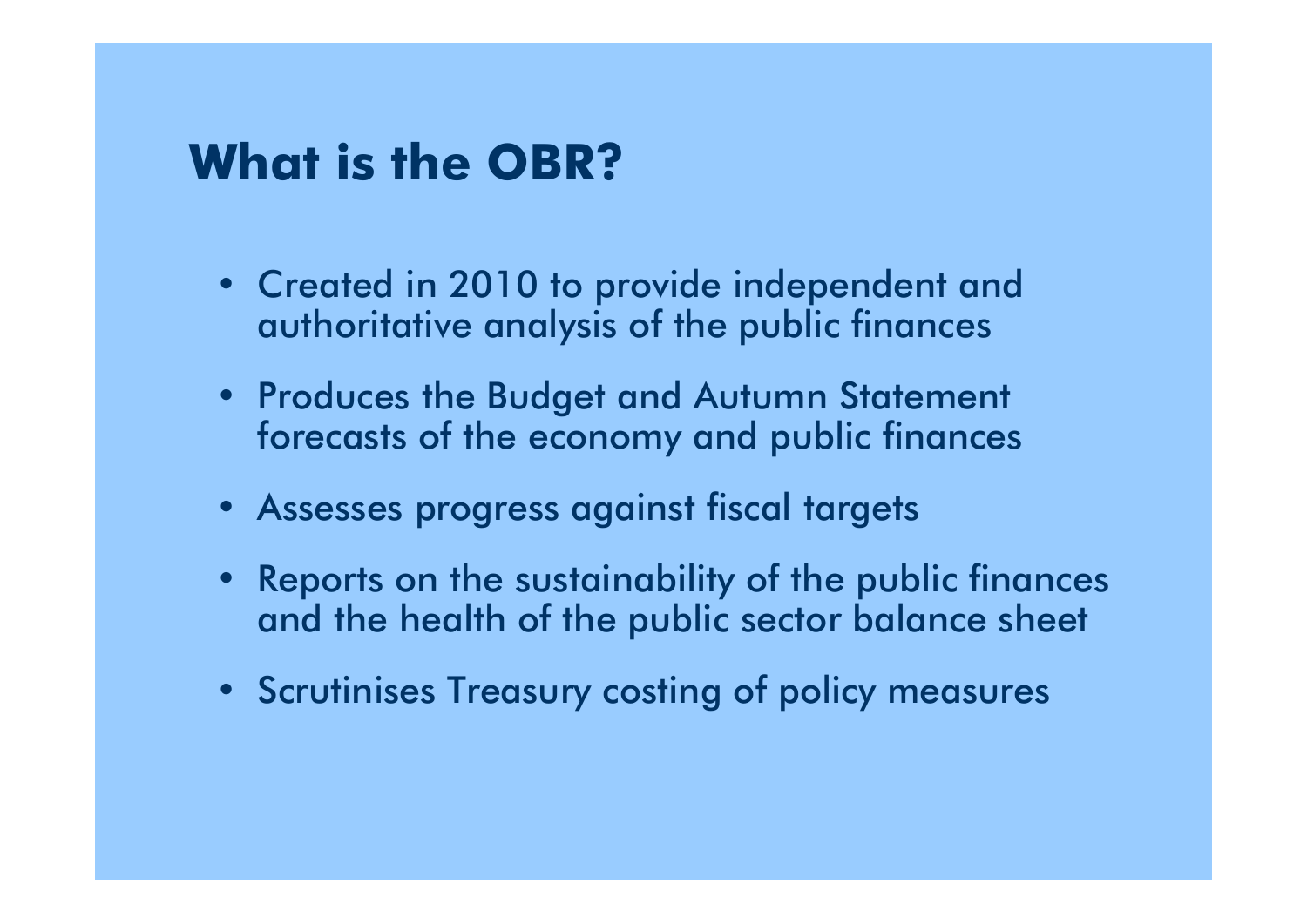# What is the OBR?

- Created in 2010 to provide independent and authoritative analysis of the public finances
- Produces the Budget and Autumn Statement forecasts of the economy and public finances
- Assesses progress against fiscal targets
- Reports on the sustainability of the public finances and the health of the public sector balance sheet
- Scrutinises Treasury costing of policy measures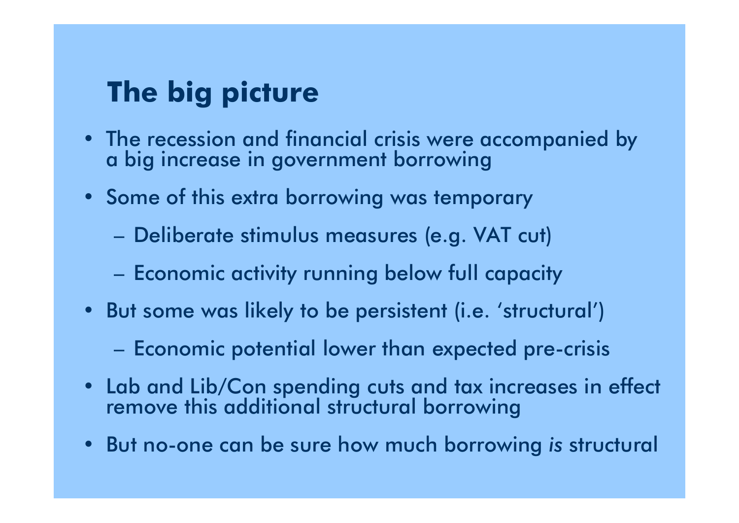# The big picture

- The recession and financial crisis were accompanied by a big increase in government borrowing
- Some of this extra borrowing was temporary
  - Deliberate stimulus measures (e.g. VAT cut)
  - Economic activity running below full capacity
- But some was likely to be persistent (i.e. 'structural')
  - Economic potential lower than expected pre-crisis
- Lab and Lib/Con spending cuts and tax increases in effect remove this additional structural borrowing
- But no-one can be sure how much borrowing *is* structural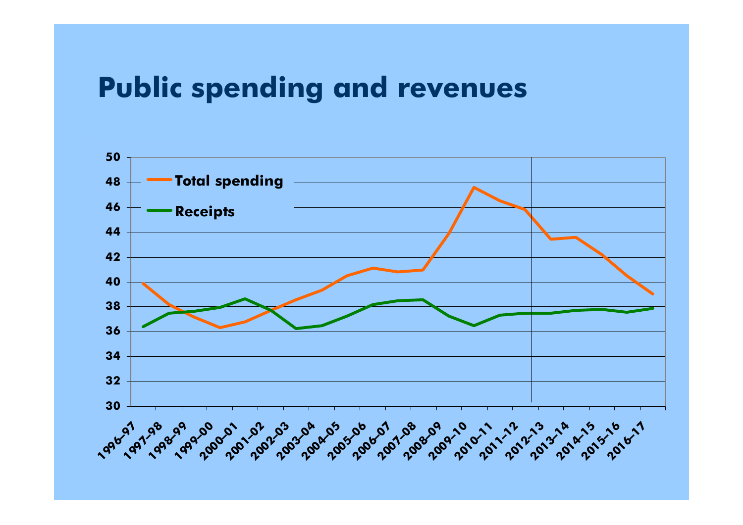# Public spending and revenues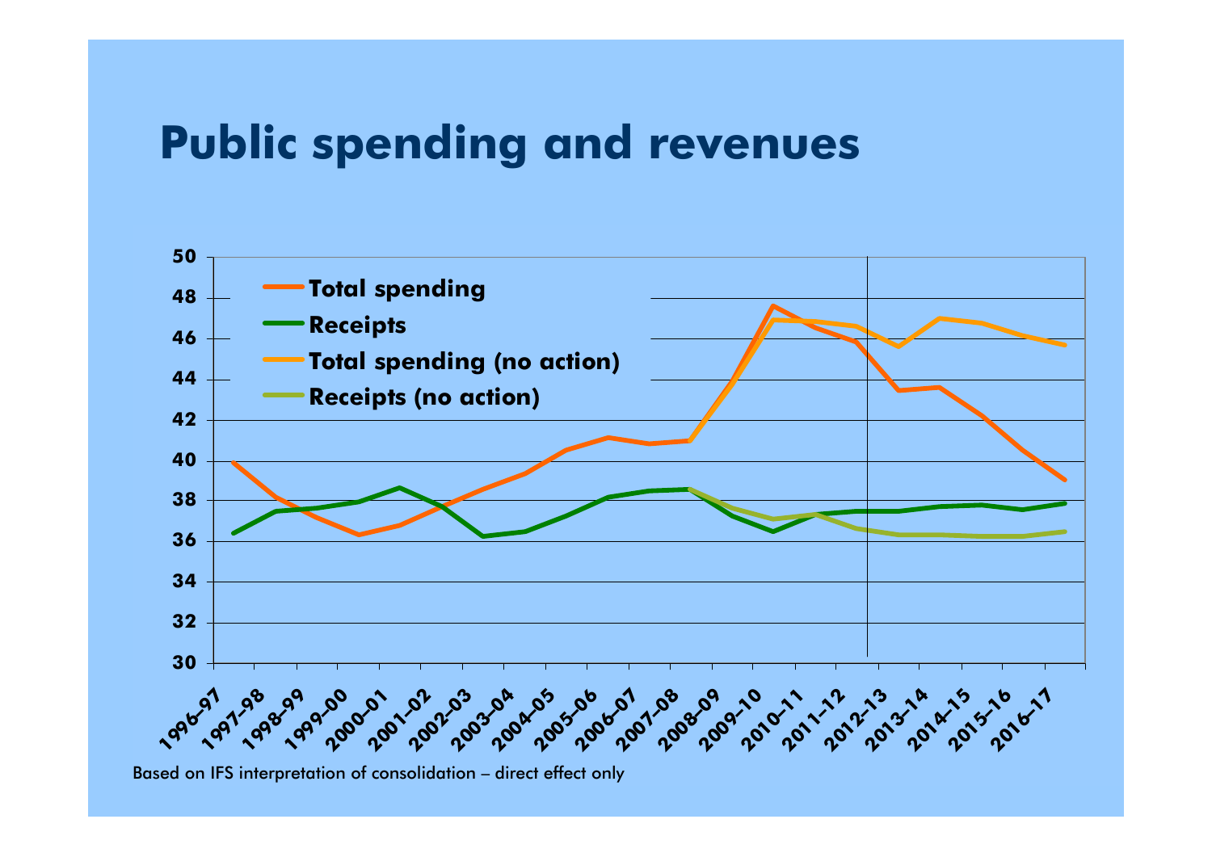# Public spending and revenues

Based on IFS interpretation of consolidation – direct effect only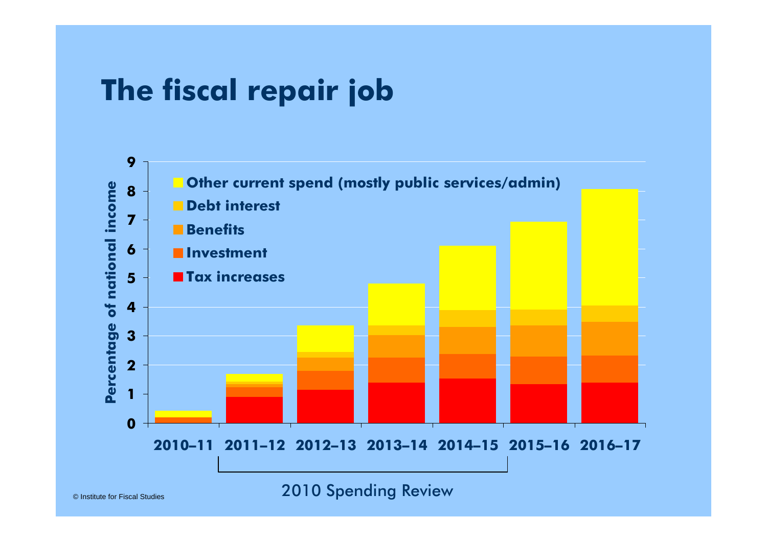# The fiscal repair job

Percentage of national income

- Other current spend (mostly public services/admin)
- Debt interest
- Benefits
- Investment
- Tax increases

2010–11, 2011–12, 2012–13, 2013–14, 2014–15, 2015–16, 2016–17

2010 Spending Review

© Institute for Fiscal Studies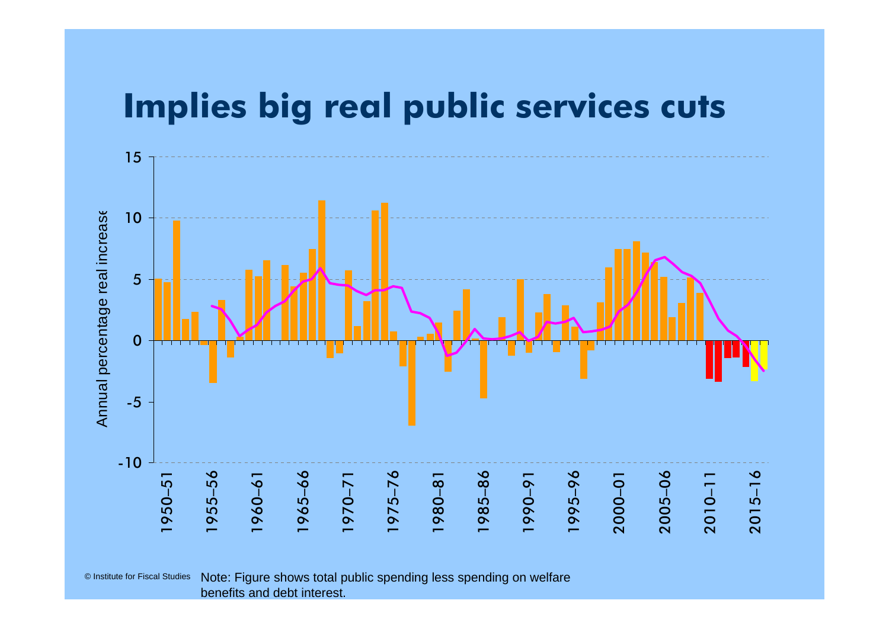# Implies big real public services cuts

© Institute for Fiscal Studies

Note: Figure shows total public spending less spending on welfare benefits and debt interest.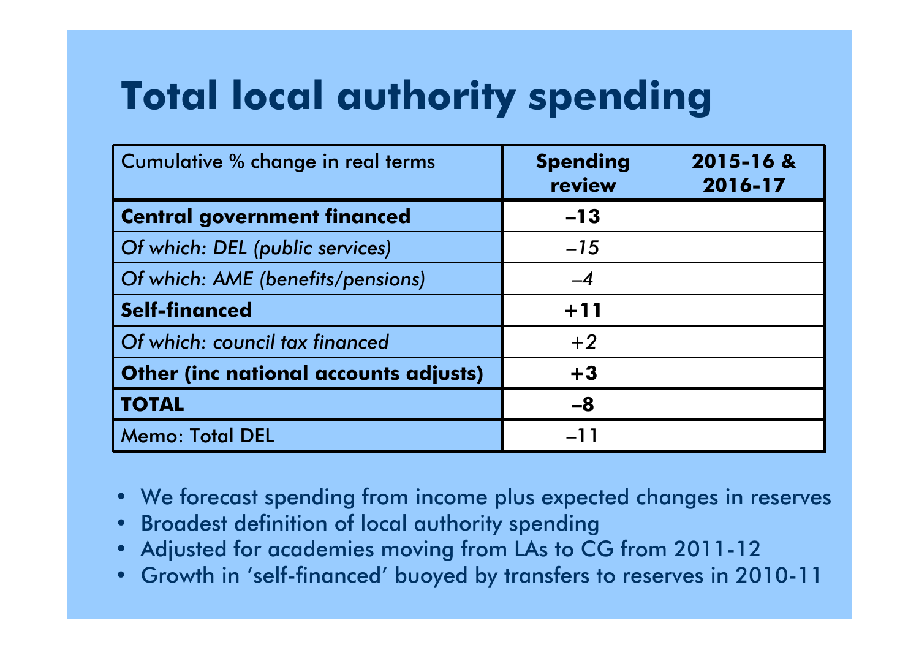# Total local authority spending

| Cumulative % change in real terms | **Spending review** | **2015-16 & 2016-17** |
|---|---|---|
| **Central government financed** | **–13** | |
| *Of which: DEL (public services)* | *–15* | |
| *Of which: AME (benefits/pensions)* | *–4* | |
| **Self-financed** | **+11** | |
| *Of which: council tax financed* | *+2* | |
| **Other (inc national accounts adjusts)** | **+3** | |
| **TOTAL** | **–8** | |
| Memo: Total DEL | –11 | |

- We forecast spending from income plus expected changes in reserves
- Broadest definition of local authority spending
- Adjusted for academies moving from LAs to CG from 2011-12
- Growth in 'self-financed' buoyed by transfers to reserves in 2010-11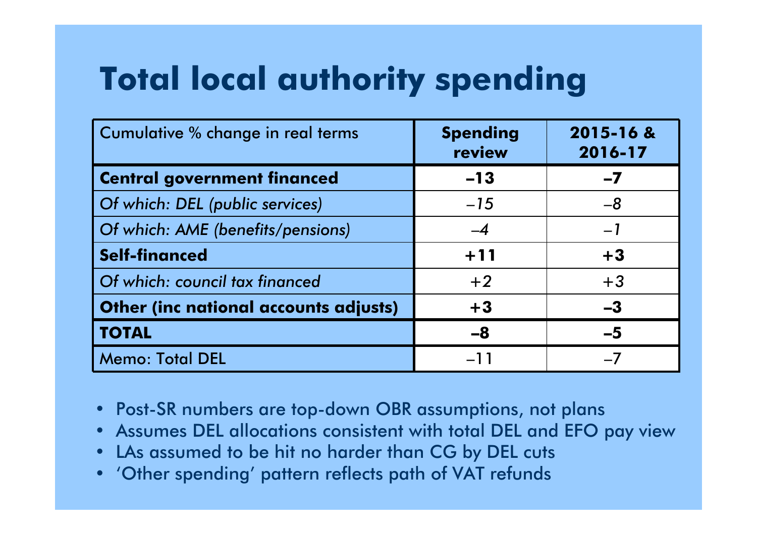# Total local authority spending

| Cumulative % change in real terms | **Spending review** | **2015-16 & 2016-17** |
|---|---|---|
| **Central government financed** | **–13** | **–7** |
| *Of which: DEL (public services)* | *–15* | *–8* |
| *Of which: AME (benefits/pensions)* | *–4* | *–1* |
| **Self-financed** | **+11** | **+3** |
| *Of which: council tax financed* | *+2* | *+3* |
| **Other (inc national accounts adjusts)** | **+3** | **–3** |
| **TOTAL** | **–8** | **–5** |
| Memo: Total DEL | –11 | –7 |

- Post-SR numbers are top-down OBR assumptions, not plans
- Assumes DEL allocations consistent with total DEL and EFO pay view
- LAs assumed to be hit no harder than CG by DEL cuts
- 'Other spending' pattern reflects path of VAT refunds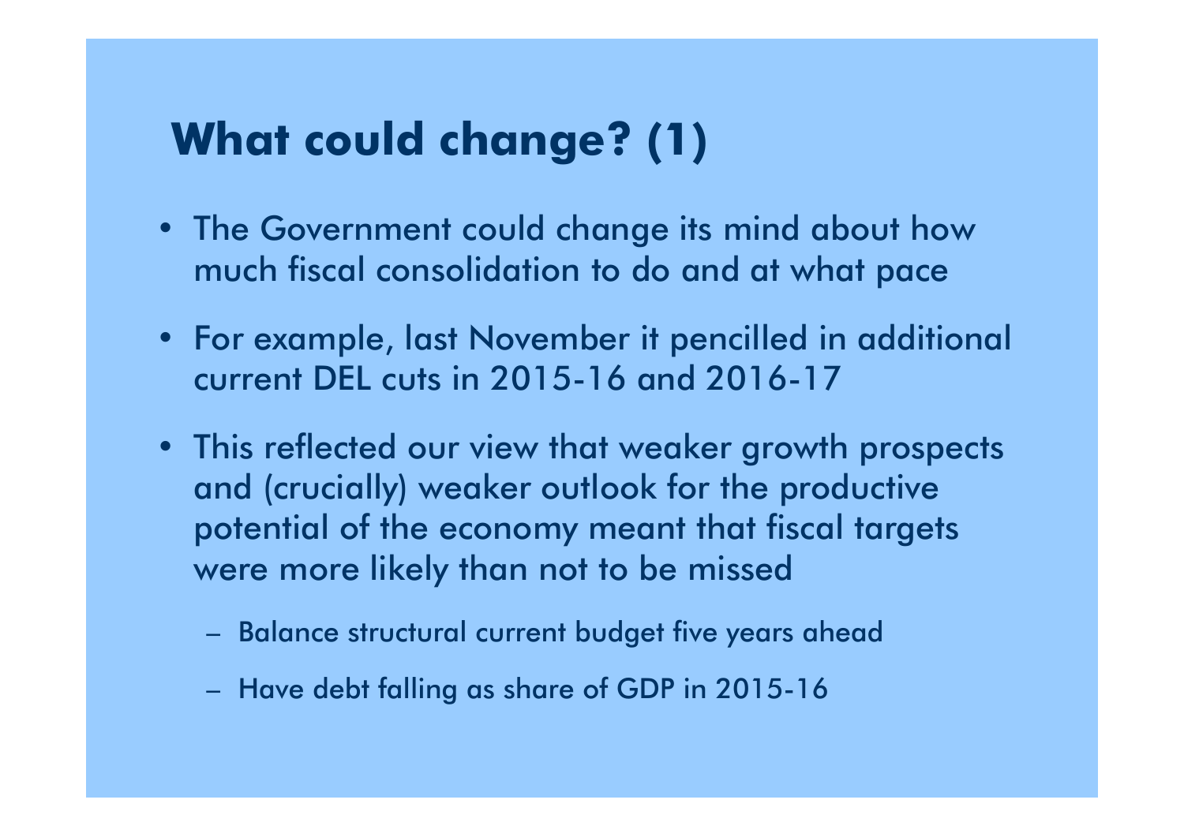# What could change? (1)

- The Government could change its mind about how much fiscal consolidation to do and at what pace
- For example, last November it pencilled in additional current DEL cuts in 2015-16 and 2016-17
- This reflected our view that weaker growth prospects and (crucially) weaker outlook for the productive potential of the economy meant that fiscal targets were more likely than not to be missed
  - Balance structural current budget five years ahead
  - Have debt falling as share of GDP in 2015-16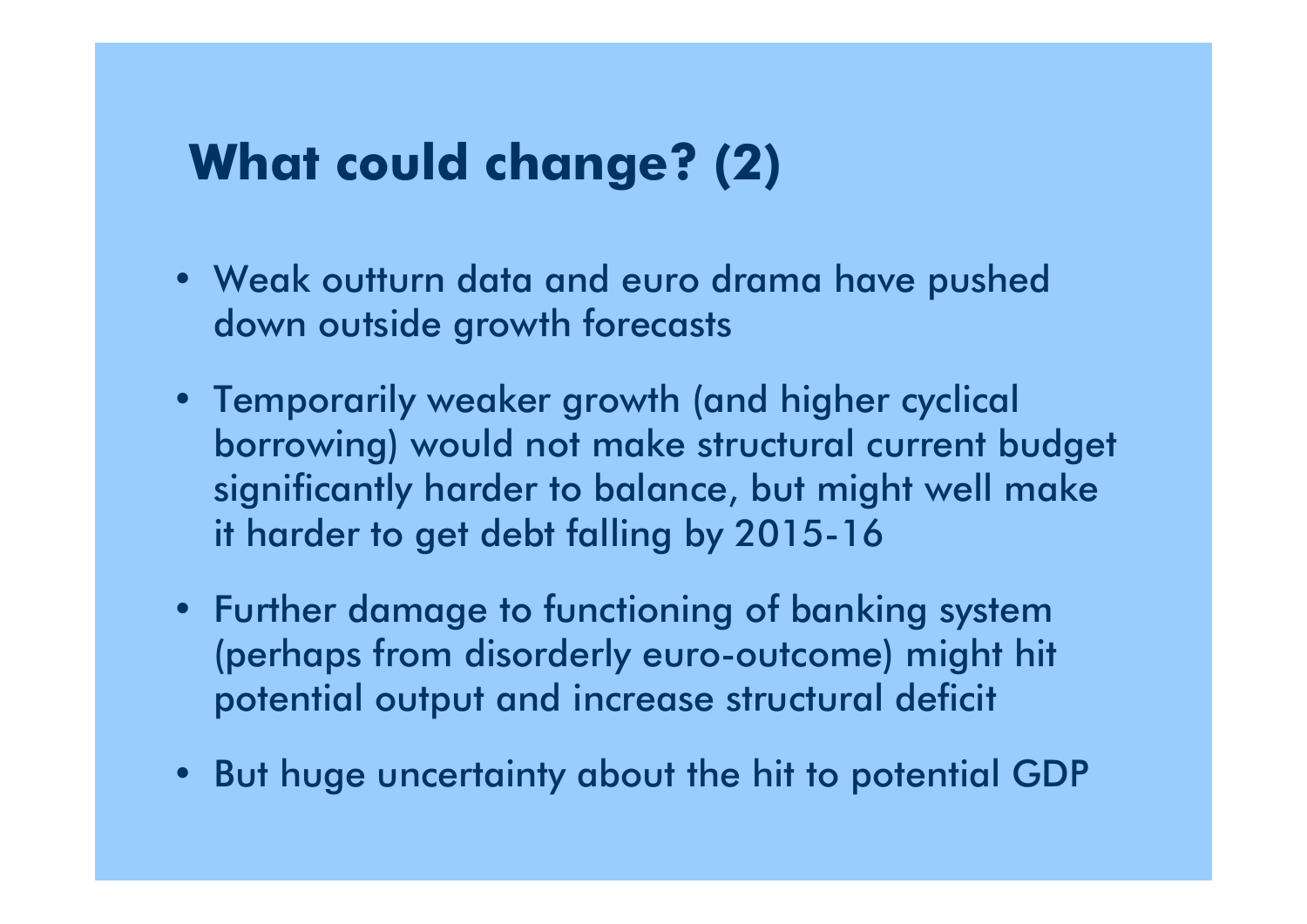# What could change? (2)

- Weak outturn data and euro drama have pushed down outside growth forecasts
- Temporarily weaker growth (and higher cyclical borrowing) would not make structural current budget significantly harder to balance, but might well make it harder to get debt falling by 2015-16
- Further damage to functioning of banking system (perhaps from disorderly euro-outcome) might hit potential output and increase structural deficit
- But huge uncertainty about the hit to potential GDP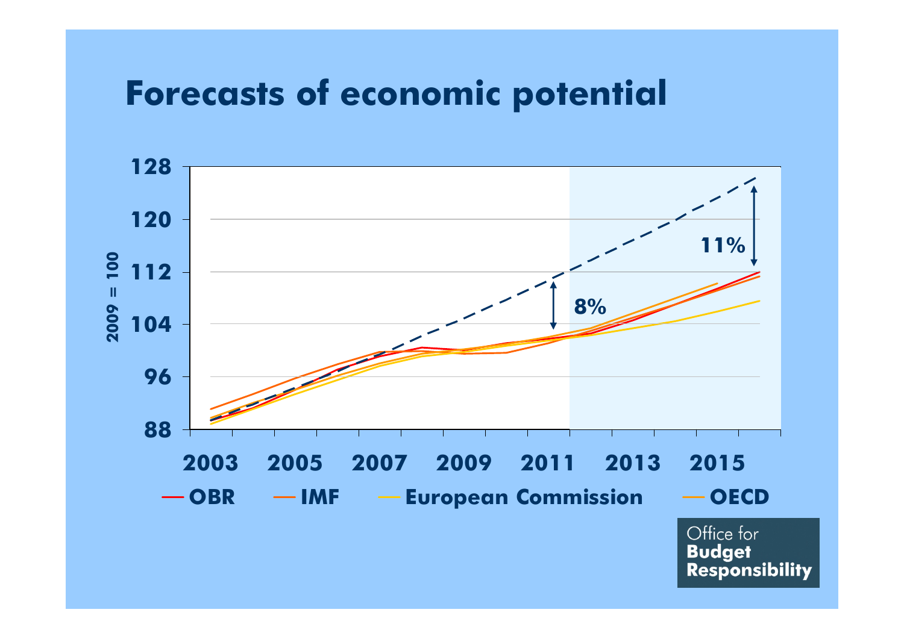# Forecasts of economic potential

2009 = 100

128
120
112
104
96
88

11%

8%

2003 2005 2007 2009 2011 2013 2015

— OBR — IMF — European Commission — OECD

Office for **Budget Responsibility**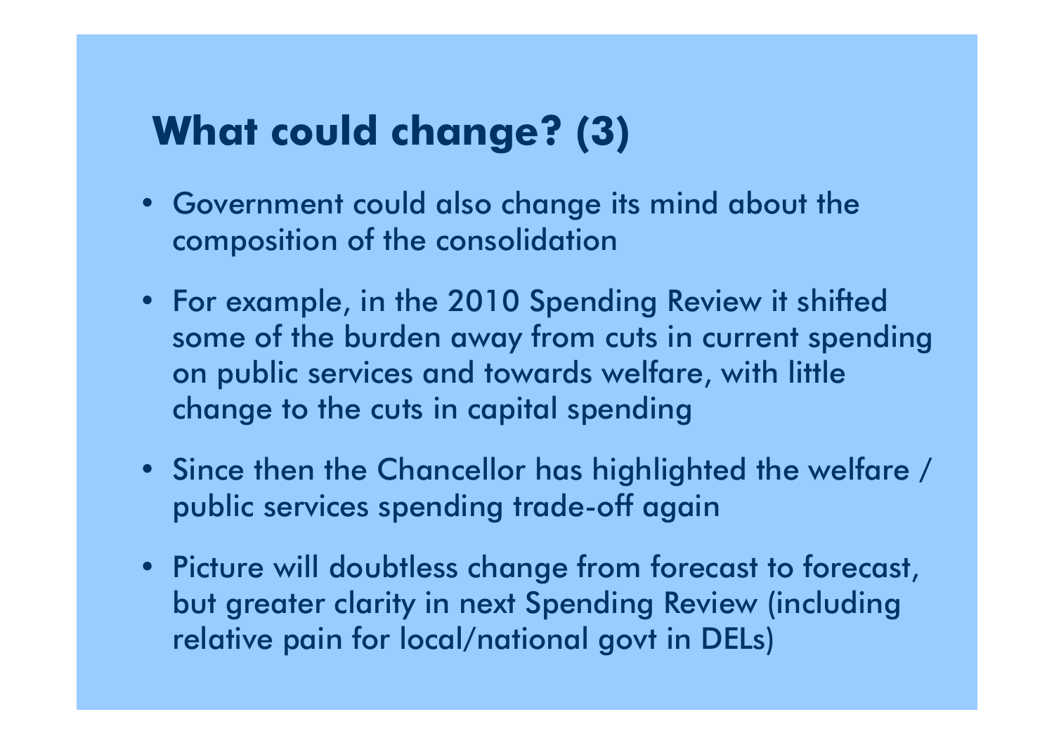# What could change? (3)

- Government could also change its mind about the composition of the consolidation
- For example, in the 2010 Spending Review it shifted some of the burden away from cuts in current spending on public services and towards welfare, with little change to the cuts in capital spending
- Since then the Chancellor has highlighted the welfare / public services spending trade-off again
- Picture will doubtless change from forecast to forecast, but greater clarity in next Spending Review (including relative pain for local/national govt in DELs)